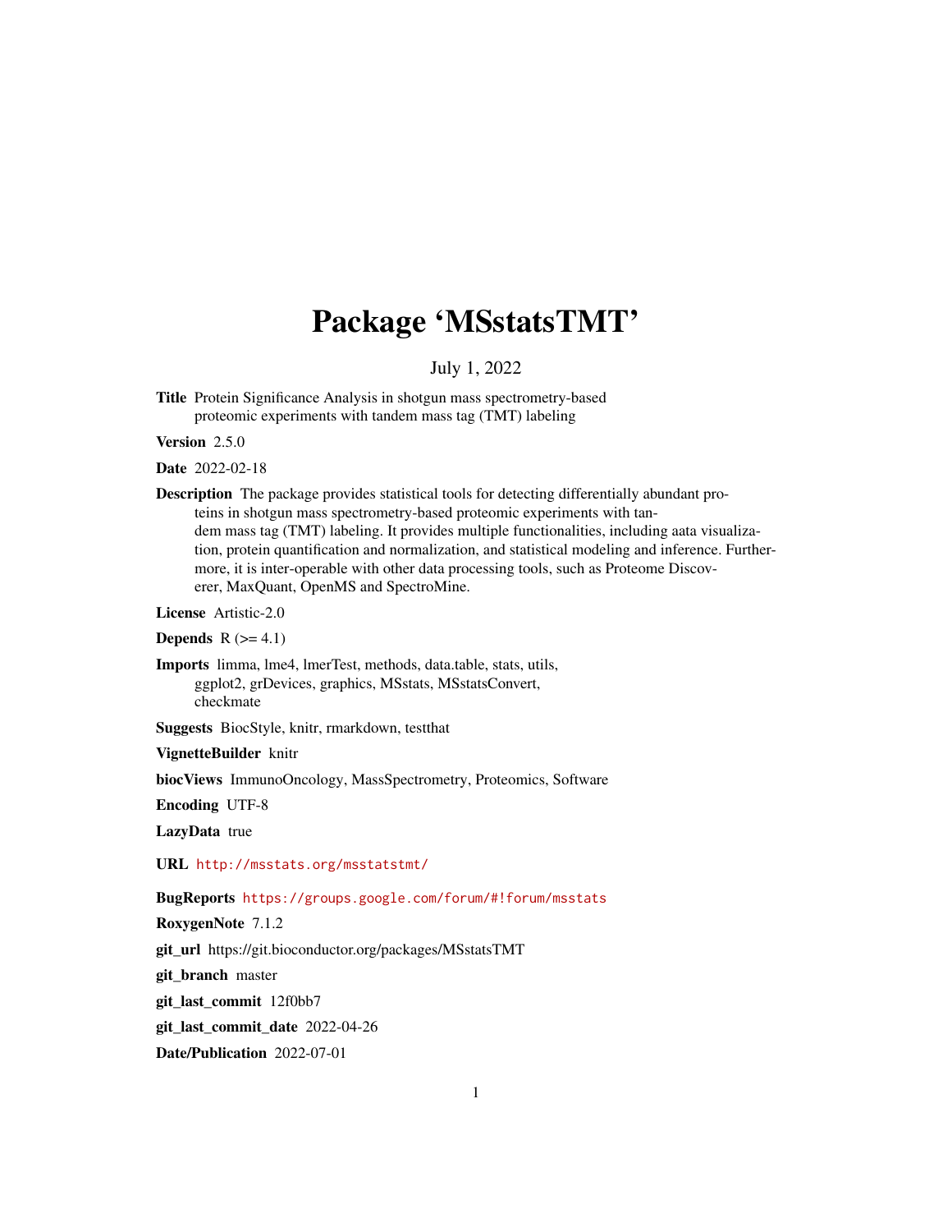# Package 'MSstatsTMT'

July 1, 2022

**Title** Protein Significance Analysis in shotgun mass spectrometry-based proteomic experiments with tandem mass tag (TMT) labeling

**Version** 2.5.0

**Date** 2022-02-18

**Description** The package provides statistical tools for detecting differentially abundant proteins in shotgun mass spectrometry-based proteomic experiments with tandem mass tag (TMT) labeling. It provides multiple functionalities, including aata visualization, protein quantification and normalization, and statistical modeling and inference. Furthermore, it is inter-operable with other data processing tools, such as Proteome Discoverer, MaxQuant, OpenMS and SpectroMine.

**License** Artistic-2.0

**Depends** R (>= 4.1)

**Imports** limma, lme4, lmerTest, methods, data.table, stats, utils, ggplot2, grDevices, graphics, MSstats, MSstatsConvert, checkmate

**Suggests** BiocStyle, knitr, rmarkdown, testthat

**VignetteBuilder** knitr

**biocViews** ImmunoOncology, MassSpectrometry, Proteomics, Software

**Encoding** UTF-8

**LazyData** true

**URL** http://msstats.org/msstatstmt/

**BugReports** https://groups.google.com/forum/#!forum/msstats

**RoxygenNote** 7.1.2

**git_url** https://git.bioconductor.org/packages/MSstatsTMT

**git_branch** master

**git_last_commit** 12f0bb7

**git_last_commit_date** 2022-04-26

**Date/Publication** 2022-07-01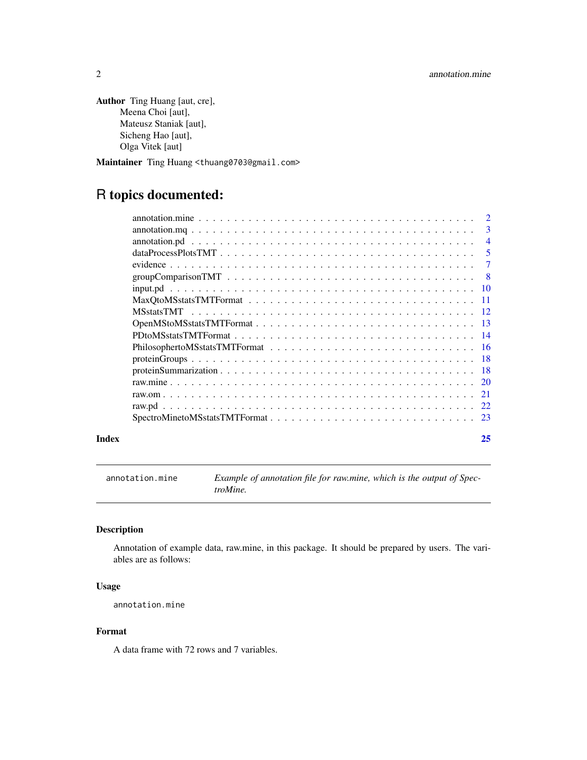**Author** Ting Huang [aut, cre],
Meena Choi [aut],
Mateusz Staniak [aut],
Sicheng Hao [aut],
Olga Vitek [aut]

**Maintainer** Ting Huang <thuang0703@gmail.com>

# R topics documented:

- annotation.mine . . . . . . . . . . . . . . . . . . . . . . . . . . . . . . . . . . . . . . 2
- annotation.mq . . . . . . . . . . . . . . . . . . . . . . . . . . . . . . . . . . . . . . 3
- annotation.pd . . . . . . . . . . . . . . . . . . . . . . . . . . . . . . . . . . . . . . 4
- dataProcessPlotsTMT . . . . . . . . . . . . . . . . . . . . . . . . . . . . . . . . . . 5
- evidence . . . . . . . . . . . . . . . . . . . . . . . . . . . . . . . . . . . . . . . . 7
- groupComparisonTMT . . . . . . . . . . . . . . . . . . . . . . . . . . . . . . . . . . 8
- input.pd . . . . . . . . . . . . . . . . . . . . . . . . . . . . . . . . . . . . . . . . 10
- MaxQtoMSstatsTMTFormat . . . . . . . . . . . . . . . . . . . . . . . . . . . . . . . . 11
- MSstatsTMT . . . . . . . . . . . . . . . . . . . . . . . . . . . . . . . . . . . . . . 12
- OpenMStoMSstatsTMTFormat . . . . . . . . . . . . . . . . . . . . . . . . . . . . . . 13
- PDtoMSstatsTMTFormat . . . . . . . . . . . . . . . . . . . . . . . . . . . . . . . . 14
- PhilosophertoMSstatsTMTFormat . . . . . . . . . . . . . . . . . . . . . . . . . . . . 16
- proteinGroups . . . . . . . . . . . . . . . . . . . . . . . . . . . . . . . . . . . . . 18
- proteinSummarization . . . . . . . . . . . . . . . . . . . . . . . . . . . . . . . . . 18
- raw.mine . . . . . . . . . . . . . . . . . . . . . . . . . . . . . . . . . . . . . . . . 20
- raw.om . . . . . . . . . . . . . . . . . . . . . . . . . . . . . . . . . . . . . . . . . 21
- raw.pd . . . . . . . . . . . . . . . . . . . . . . . . . . . . . . . . . . . . . . . . . 22
- SpectroMinetoMSstatsTMTFormat . . . . . . . . . . . . . . . . . . . . . . . . . . . . 23

**Index** 25

---

`annotation.mine` *Example of annotation file for raw.mine, which is the output of SpectroMine.*

---

### Description

Annotation of example data, raw.mine, in this package. It should be prepared by users. The variables are as follows:

### Usage

```
annotation.mine
```

### Format

A data frame with 72 rows and 7 variables.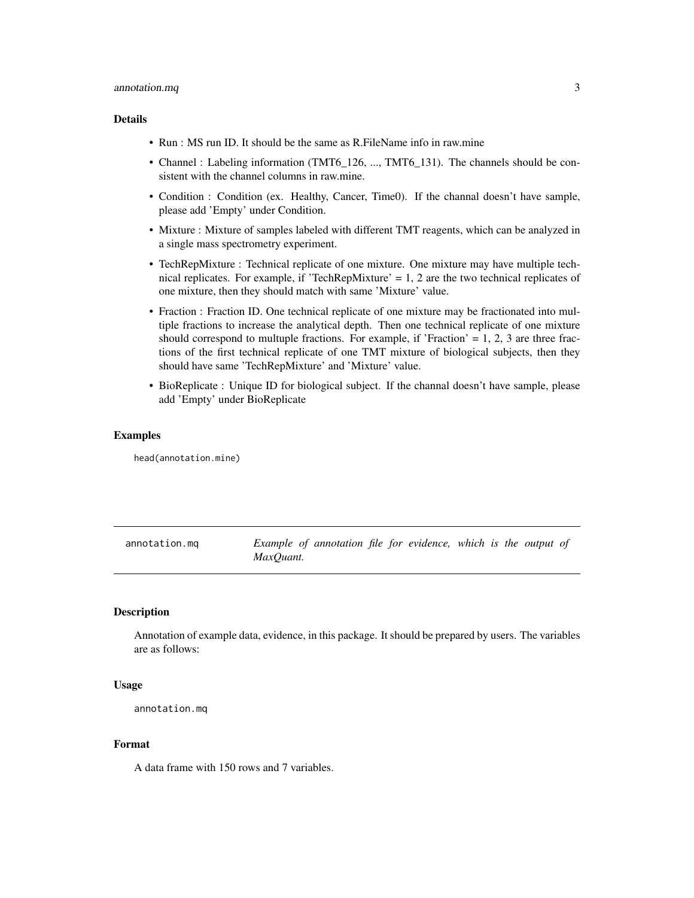### Details

- Run : MS run ID. It should be the same as R.FileName info in raw.mine
- Channel : Labeling information (TMT6_126, ..., TMT6_131). The channels should be consistent with the channel columns in raw.mine.
- Condition : Condition (ex. Healthy, Cancer, Time0). If the channal doesn't have sample, please add 'Empty' under Condition.
- Mixture : Mixture of samples labeled with different TMT reagents, which can be analyzed in a single mass spectrometry experiment.
- TechRepMixture : Technical replicate of one mixture. One mixture may have multiple technical replicates. For example, if 'TechRepMixture' = 1, 2 are the two technical replicates of one mixture, then they should match with same 'Mixture' value.
- Fraction : Fraction ID. One technical replicate of one mixture may be fractionated into multiple fractions to increase the analytical depth. Then one technical replicate of one mixture should correspond to multuple fractions. For example, if 'Fraction' = 1, 2, 3 are three fractions of the first technical replicate of one TMT mixture of biological subjects, then they should have same 'TechRepMixture' and 'Mixture' value.
- BioReplicate : Unique ID for biological subject. If the channal doesn't have sample, please add 'Empty' under BioReplicate

### Examples

```
head(annotation.mine)
```

---

## annotation.mq — *Example of annotation file for evidence, which is the output of MaxQuant.*

### Description

Annotation of example data, evidence, in this package. It should be prepared by users. The variables are as follows:

### Usage

```
annotation.mq
```

### Format

A data frame with 150 rows and 7 variables.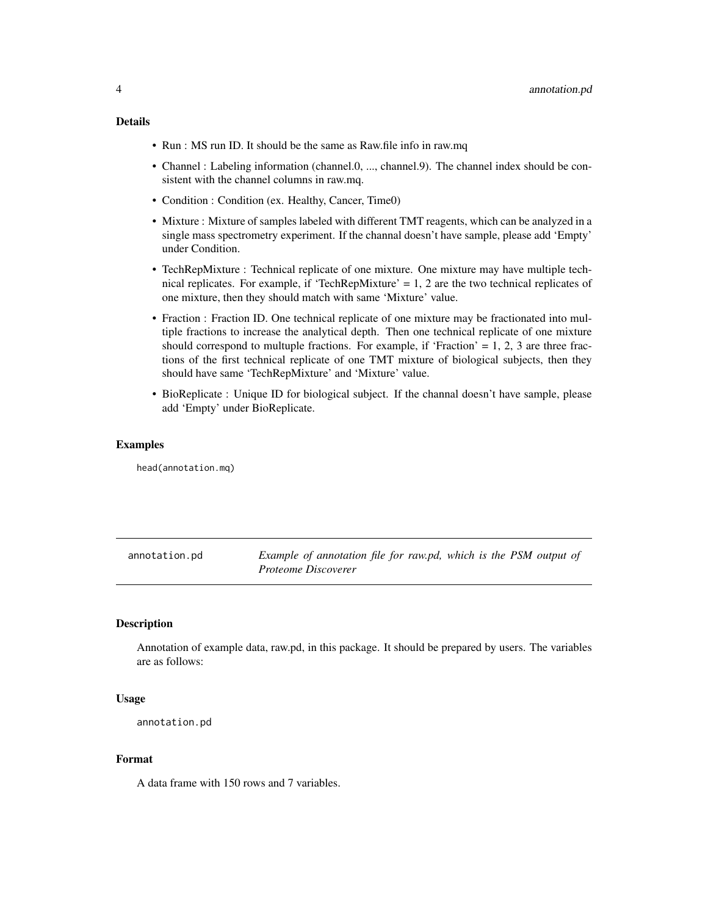### Details

- Run : MS run ID. It should be the same as Raw.file info in raw.mq
- Channel : Labeling information (channel.0, ..., channel.9). The channel index should be consistent with the channel columns in raw.mq.
- Condition : Condition (ex. Healthy, Cancer, Time0)
- Mixture : Mixture of samples labeled with different TMT reagents, which can be analyzed in a single mass spectrometry experiment. If the channal doesn't have sample, please add 'Empty' under Condition.
- TechRepMixture : Technical replicate of one mixture. One mixture may have multiple technical replicates. For example, if 'TechRepMixture' = 1, 2 are the two technical replicates of one mixture, then they should match with same 'Mixture' value.
- Fraction : Fraction ID. One technical replicate of one mixture may be fractionated into multiple fractions to increase the analytical depth. Then one technical replicate of one mixture should correspond to multuple fractions. For example, if 'Fraction' = 1, 2, 3 are three fractions of the first technical replicate of one TMT mixture of biological subjects, then they should have same 'TechRepMixture' and 'Mixture' value.
- BioReplicate : Unique ID for biological subject. If the channal doesn't have sample, please add 'Empty' under BioReplicate.

### Examples

```
head(annotation.mq)
```

---

## annotation.pd — *Example of annotation file for raw.pd, which is the PSM output of Proteome Discoverer*

### Description

Annotation of example data, raw.pd, in this package. It should be prepared by users. The variables are as follows:

### Usage

```
annotation.pd
```

### Format

A data frame with 150 rows and 7 variables.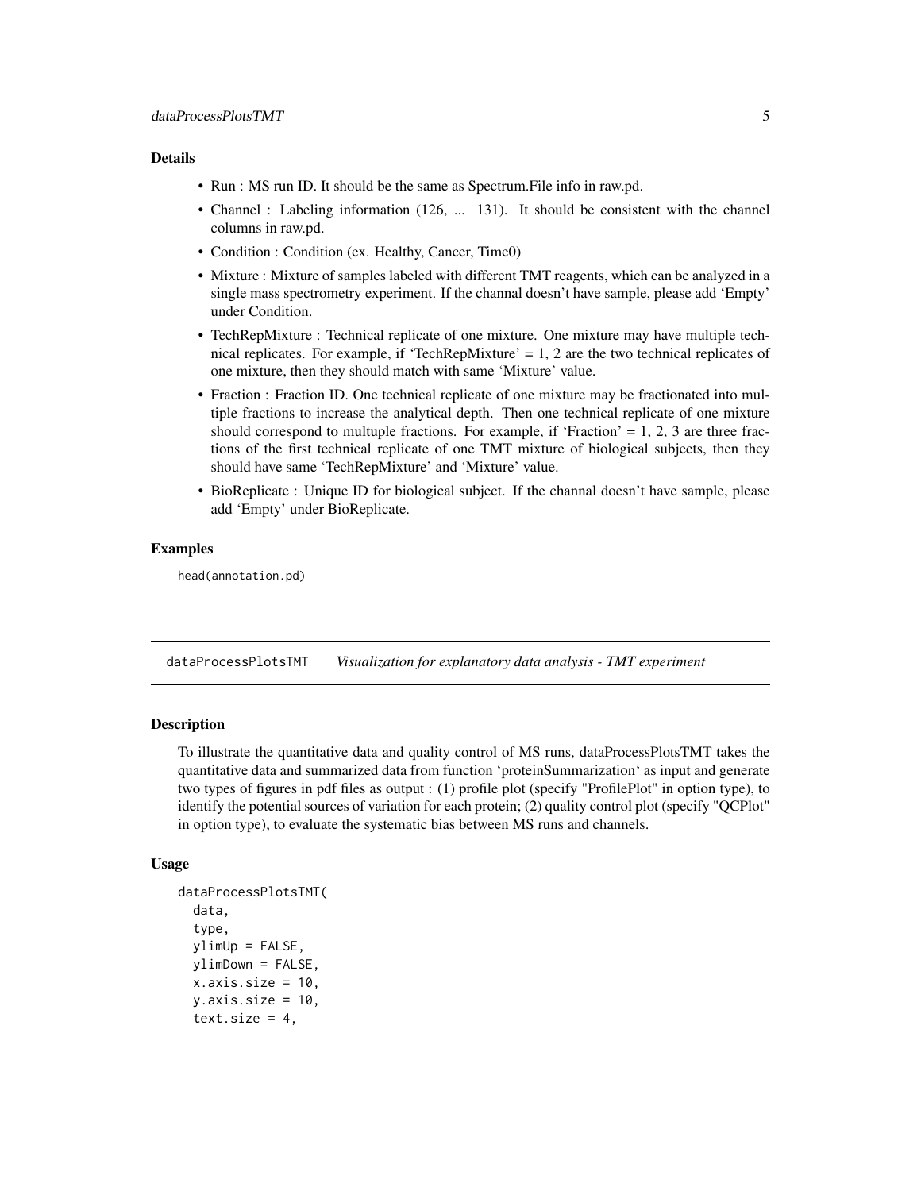### Details

- Run : MS run ID. It should be the same as Spectrum.File info in raw.pd.
- Channel : Labeling information (126, ... 131). It should be consistent with the channel columns in raw.pd.
- Condition : Condition (ex. Healthy, Cancer, Time0)
- Mixture : Mixture of samples labeled with different TMT reagents, which can be analyzed in a single mass spectrometry experiment. If the channal doesn't have sample, please add 'Empty' under Condition.
- TechRepMixture : Technical replicate of one mixture. One mixture may have multiple technical replicates. For example, if 'TechRepMixture' = 1, 2 are the two technical replicates of one mixture, then they should match with same 'Mixture' value.
- Fraction : Fraction ID. One technical replicate of one mixture may be fractionated into multiple fractions to increase the analytical depth. Then one technical replicate of one mixture should correspond to multuple fractions. For example, if 'Fraction' = 1, 2, 3 are three fractions of the first technical replicate of one TMT mixture of biological subjects, then they should have same 'TechRepMixture' and 'Mixture' value.
- BioReplicate : Unique ID for biological subject. If the channal doesn't have sample, please add 'Empty' under BioReplicate.

### Examples

```
head(annotation.pd)
```

---

## dataProcessPlotsTMT — *Visualization for explanatory data analysis - TMT experiment*

---

### Description

To illustrate the quantitative data and quality control of MS runs, dataProcessPlotsTMT takes the quantitative data and summarized data from function 'proteinSummarization' as input and generate two types of figures in pdf files as output : (1) profile plot (specify "ProfilePlot" in option type), to identify the potential sources of variation for each protein; (2) quality control plot (specify "QCPlot" in option type), to evaluate the systematic bias between MS runs and channels.

### Usage

```
dataProcessPlotsTMT(
  data,
  type,
  ylimUp = FALSE,
  ylimDown = FALSE,
  x.axis.size = 10,
  y.axis.size = 10,
  text.size = 4,
```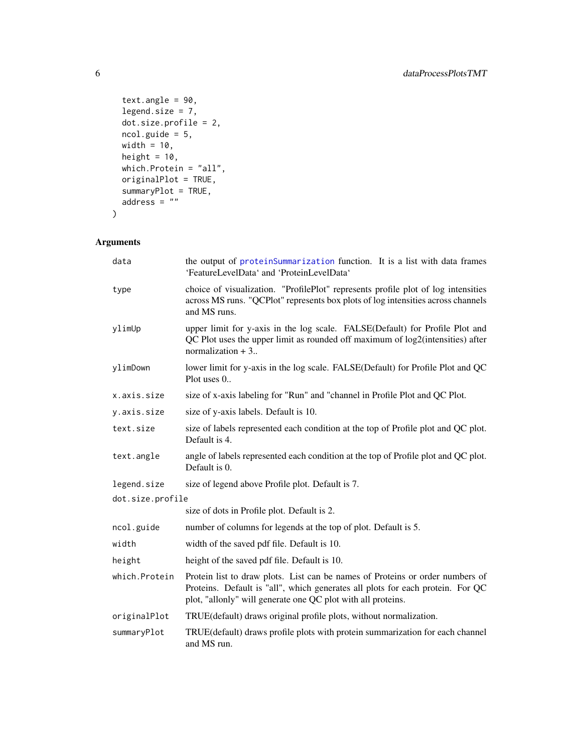```
  text.angle = 90,
  legend.size = 7,
  dot.size.profile = 2,
  ncol.guide = 5,
  width = 10,
  height = 10,
  which.Protein = "all",
  originalPlot = TRUE,
  summaryPlot = TRUE,
  address = ""
)
```

## Arguments

| Argument | Description |
|---|---|
| data | the output of proteinSummarization function. It is a list with data frames 'FeatureLevelData' and 'ProteinLevelData' |
| type | choice of visualization. "ProfilePlot" represents profile plot of log intensities across MS runs. "QCPlot" represents box plots of log intensities across channels and MS runs. |
| ylimUp | upper limit for y-axis in the log scale. FALSE(Default) for Profile Plot and QC Plot uses the upper limit as rounded off maximum of log2(intensities) after normalization + 3.. |
| ylimDown | lower limit for y-axis in the log scale. FALSE(Default) for Profile Plot and QC Plot uses 0.. |
| x.axis.size | size of x-axis labeling for "Run" and "channel in Profile Plot and QC Plot. |
| y.axis.size | size of y-axis labels. Default is 10. |
| text.size | size of labels represented each condition at the top of Profile plot and QC plot. Default is 4. |
| text.angle | angle of labels represented each condition at the top of Profile plot and QC plot. Default is 0. |
| legend.size | size of legend above Profile plot. Default is 7. |
| dot.size.profile | size of dots in Profile plot. Default is 2. |
| ncol.guide | number of columns for legends at the top of plot. Default is 5. |
| width | width of the saved pdf file. Default is 10. |
| height | height of the saved pdf file. Default is 10. |
| which.Protein | Protein list to draw plots. List can be names of Proteins or order numbers of Proteins. Default is "all", which generates all plots for each protein. For QC plot, "allonly" will generate one QC plot with all proteins. |
| originalPlot | TRUE(default) draws original profile plots, without normalization. |
| summaryPlot | TRUE(default) draws profile plots with protein summarization for each channel and MS run. |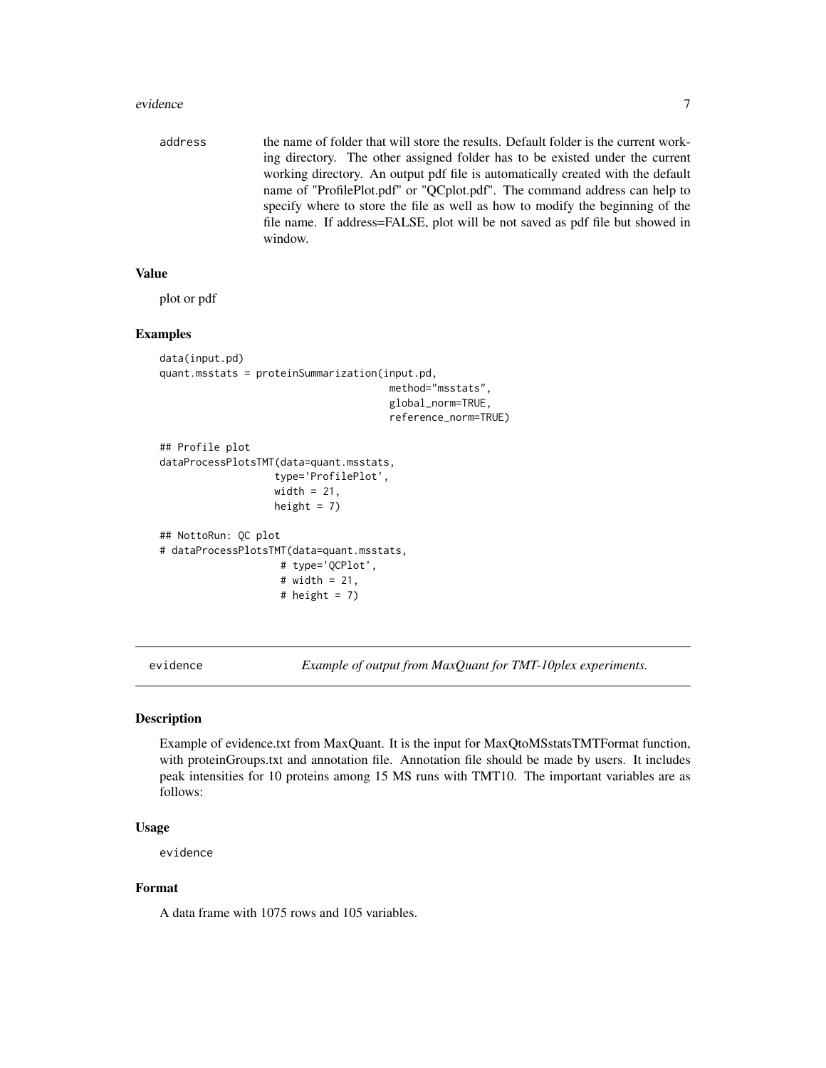address the name of folder that will store the results. Default folder is the current working directory. The other assigned folder has to be existed under the current working directory. An output pdf file is automatically created with the default name of "ProfilePlot.pdf" or "QCplot.pdf". The command address can help to specify where to store the file as well as how to modify the beginning of the file name. If address=FALSE, plot will be not saved as pdf file but showed in window.

### Value

plot or pdf

### Examples

```
data(input.pd)
quant.msstats = proteinSummarization(input.pd,
                                      method="msstats",
                                      global_norm=TRUE,
                                      reference_norm=TRUE)

## Profile plot
dataProcessPlotsTMT(data=quant.msstats,
                    type='ProfilePlot',
                    width = 21,
                    height = 7)

## NottoRun: QC plot
# dataProcessPlotsTMT(data=quant.msstats,
                     # type='QCPlot',
                     # width = 21,
                     # height = 7)
```

## evidence *Example of output from MaxQuant for TMT-10plex experiments.*

### Description

Example of evidence.txt from MaxQuant. It is the input for MaxQtoMSstatsTMTFormat function, with proteinGroups.txt and annotation file. Annotation file should be made by users. It includes peak intensities for 10 proteins among 15 MS runs with TMT10. The important variables are as follows:

### Usage

```
evidence
```

### Format

A data frame with 1075 rows and 105 variables.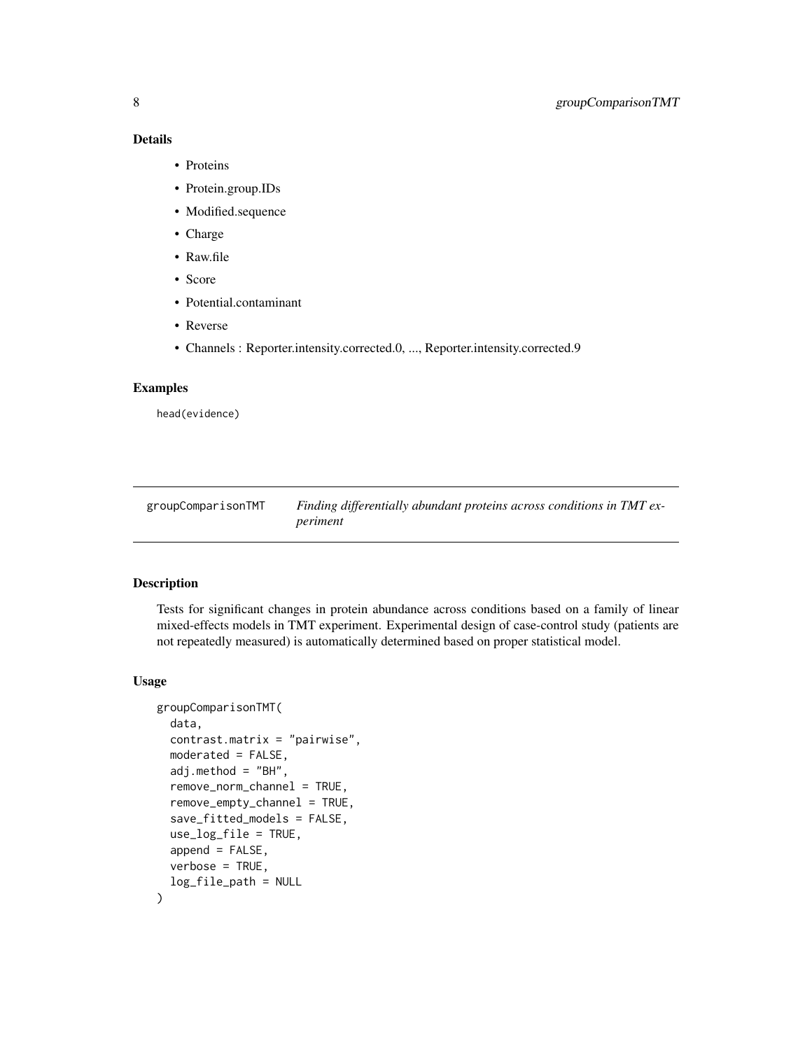### Details

- Proteins
- Protein.group.IDs
- Modified.sequence
- Charge
- Raw.file
- Score
- Potential.contaminant
- Reverse
- Channels : Reporter.intensity.corrected.0, ..., Reporter.intensity.corrected.9

### Examples

```
head(evidence)
```

---

## groupComparisonTMT — *Finding differentially abundant proteins across conditions in TMT experiment*

### Description

Tests for significant changes in protein abundance across conditions based on a family of linear mixed-effects models in TMT experiment. Experimental design of case-control study (patients are not repeatedly measured) is automatically determined based on proper statistical model.

### Usage

```
groupComparisonTMT(
  data,
  contrast.matrix = "pairwise",
  moderated = FALSE,
  adj.method = "BH",
  remove_norm_channel = TRUE,
  remove_empty_channel = TRUE,
  save_fitted_models = FALSE,
  use_log_file = TRUE,
  append = FALSE,
  verbose = TRUE,
  log_file_path = NULL
)
```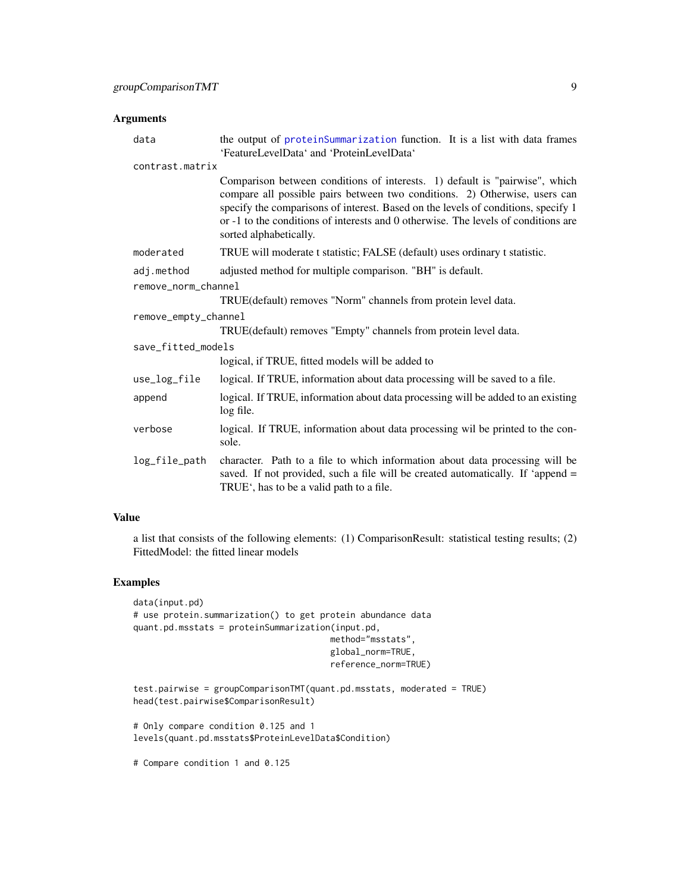## Arguments

- `data` — the output of `proteinSummarization` function. It is a list with data frames ‘FeatureLevelData‘ and ‘ProteinLevelData‘
- `contrast.matrix` — Comparison between conditions of interests. 1) default is "pairwise", which compare all possible pairs between two conditions. 2) Otherwise, users can specify the comparisons of interest. Based on the levels of conditions, specify 1 or -1 to the conditions of interests and 0 otherwise. The levels of conditions are sorted alphabetically.
- `moderated` — TRUE will moderate t statistic; FALSE (default) uses ordinary t statistic.
- `adj.method` — adjusted method for multiple comparison. "BH" is default.
- `remove_norm_channel` — TRUE(default) removes "Norm" channels from protein level data.
- `remove_empty_channel` — TRUE(default) removes "Empty" channels from protein level data.
- `save_fitted_models` — logical, if TRUE, fitted models will be added to
- `use_log_file` — logical. If TRUE, information about data processing will be saved to a file.
- `append` — logical. If TRUE, information about data processing will be added to an existing log file.
- `verbose` — logical. If TRUE, information about data processing wil be printed to the console.
- `log_file_path` — character. Path to a file to which information about data processing will be saved. If not provided, such a file will be created automatically. If ‘append = TRUE‘, has to be a valid path to a file.

## Value

a list that consists of the following elements: (1) ComparisonResult: statistical testing results; (2) FittedModel: the fitted linear models

## Examples

```
data(input.pd)
# use protein.summarization() to get protein abundance data
quant.pd.msstats = proteinSummarization(input.pd,
                                        method="msstats",
                                        global_norm=TRUE,
                                        reference_norm=TRUE)

test.pairwise = groupComparisonTMT(quant.pd.msstats, moderated = TRUE)
head(test.pairwise$ComparisonResult)

# Only compare condition 0.125 and 1
levels(quant.pd.msstats$ProteinLevelData$Condition)

# Compare condition 1 and 0.125
```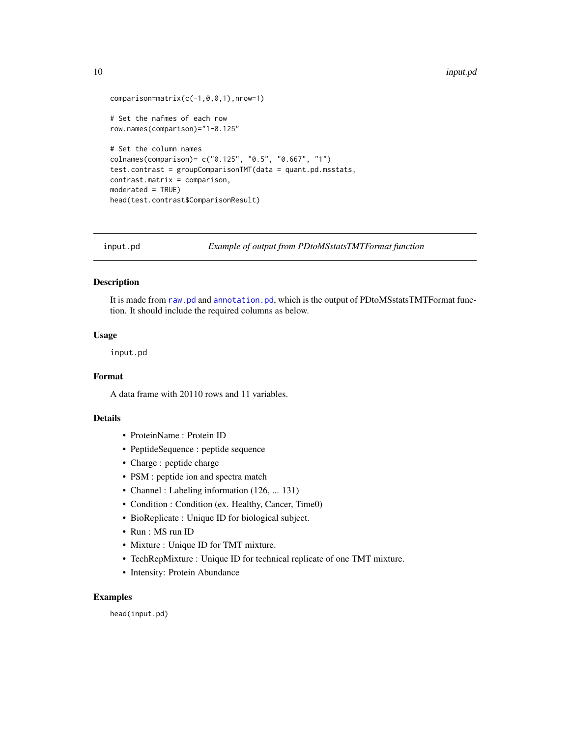```
comparison=matrix(c(-1,0,0,1),nrow=1)

# Set the nafmes of each row
row.names(comparison)="1-0.125"

# Set the column names
colnames(comparison)= c("0.125", "0.5", "0.667", "1")
test.contrast = groupComparisonTMT(data = quant.pd.msstats,
contrast.matrix = comparison,
moderated = TRUE)
head(test.contrast$ComparisonResult)
```

---

## input.pd — *Example of output from PDtoMSstatsTMTFormat function*

### Description

It is made from raw.pd and annotation.pd, which is the output of PDtoMSstatsTMTFormat function. It should include the required columns as below.

### Usage

```
input.pd
```

### Format

A data frame with 20110 rows and 11 variables.

### Details

- ProteinName : Protein ID
- PeptideSequence : peptide sequence
- Charge : peptide charge
- PSM : peptide ion and spectra match
- Channel : Labeling information (126, ... 131)
- Condition : Condition (ex. Healthy, Cancer, Time0)
- BioReplicate : Unique ID for biological subject.
- Run : MS run ID
- Mixture : Unique ID for TMT mixture.
- TechRepMixture : Unique ID for technical replicate of one TMT mixture.
- Intensity: Protein Abundance

### Examples

```
head(input.pd)
```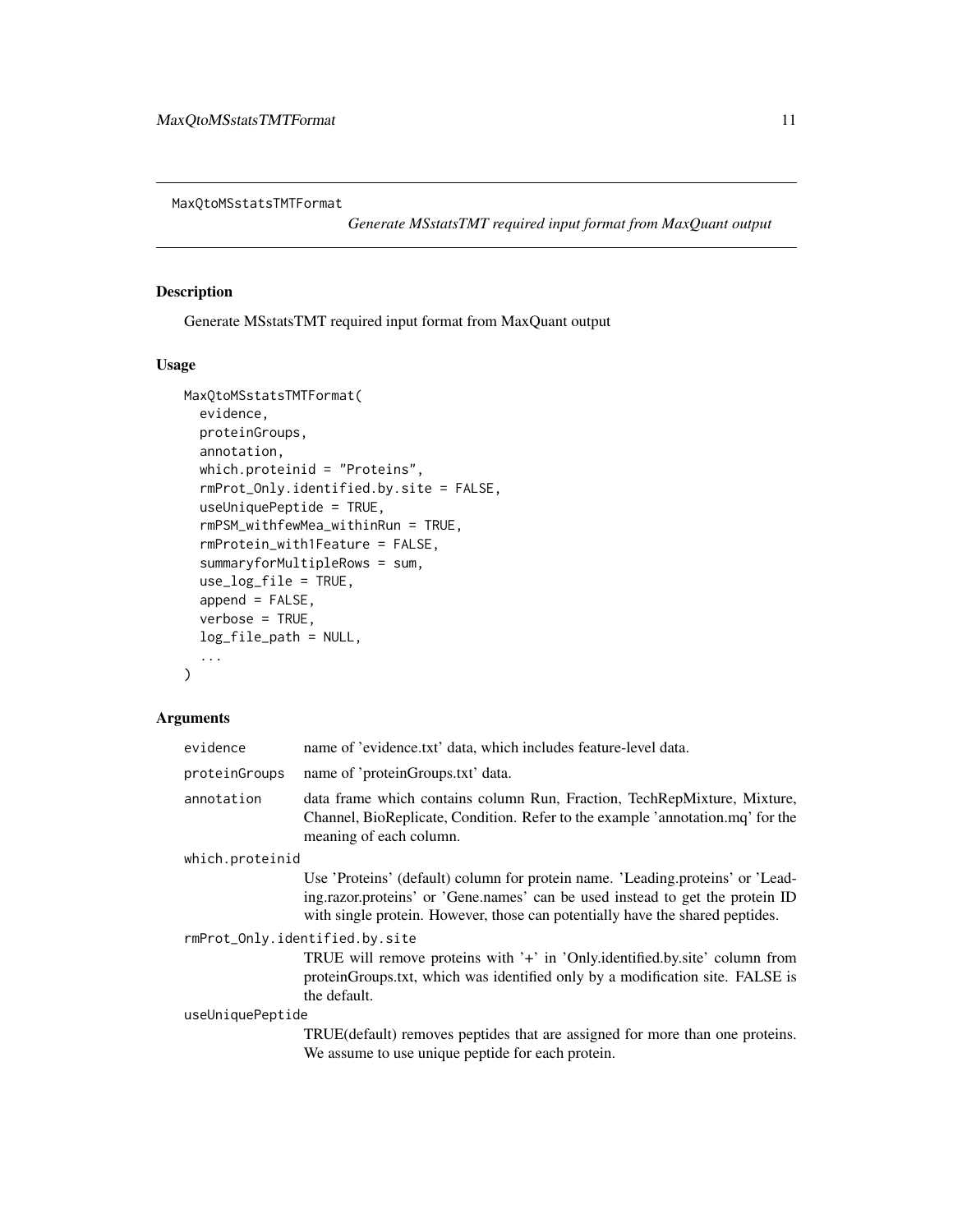## MaxQtoMSstatsTMTFormat

*Generate MSstatsTMT required input format from MaxQuant output*

### Description

Generate MSstatsTMT required input format from MaxQuant output

### Usage

```
MaxQtoMSstatsTMTFormat(
  evidence,
  proteinGroups,
  annotation,
  which.proteinid = "Proteins",
  rmProt_Only.identified.by.site = FALSE,
  useUniquePeptide = TRUE,
  rmPSM_withfewMea_withinRun = TRUE,
  rmProtein_with1Feature = FALSE,
  summaryforMultipleRows = sum,
  use_log_file = TRUE,
  append = FALSE,
  verbose = TRUE,
  log_file_path = NULL,
  ...
)
```

### Arguments

| | |
|---|---|
| `evidence` | name of 'evidence.txt' data, which includes feature-level data. |
| `proteinGroups` | name of 'proteinGroups.txt' data. |
| `annotation` | data frame which contains column Run, Fraction, TechRepMixture, Mixture, Channel, BioReplicate, Condition. Refer to the example 'annotation.mq' for the meaning of each column. |
| `which.proteinid` | Use 'Proteins' (default) column for protein name. 'Leading.proteins' or 'Leading.razor.proteins' or 'Gene.names' can be used instead to get the protein ID with single protein. However, those can potentially have the shared peptides. |
| `rmProt_Only.identified.by.site` | TRUE will remove proteins with '+' in 'Only.identified.by.site' column from proteinGroups.txt, which was identified only by a modification site. FALSE is the default. |
| `useUniquePeptide` | TRUE(default) removes peptides that are assigned for more than one proteins. We assume to use unique peptide for each protein. |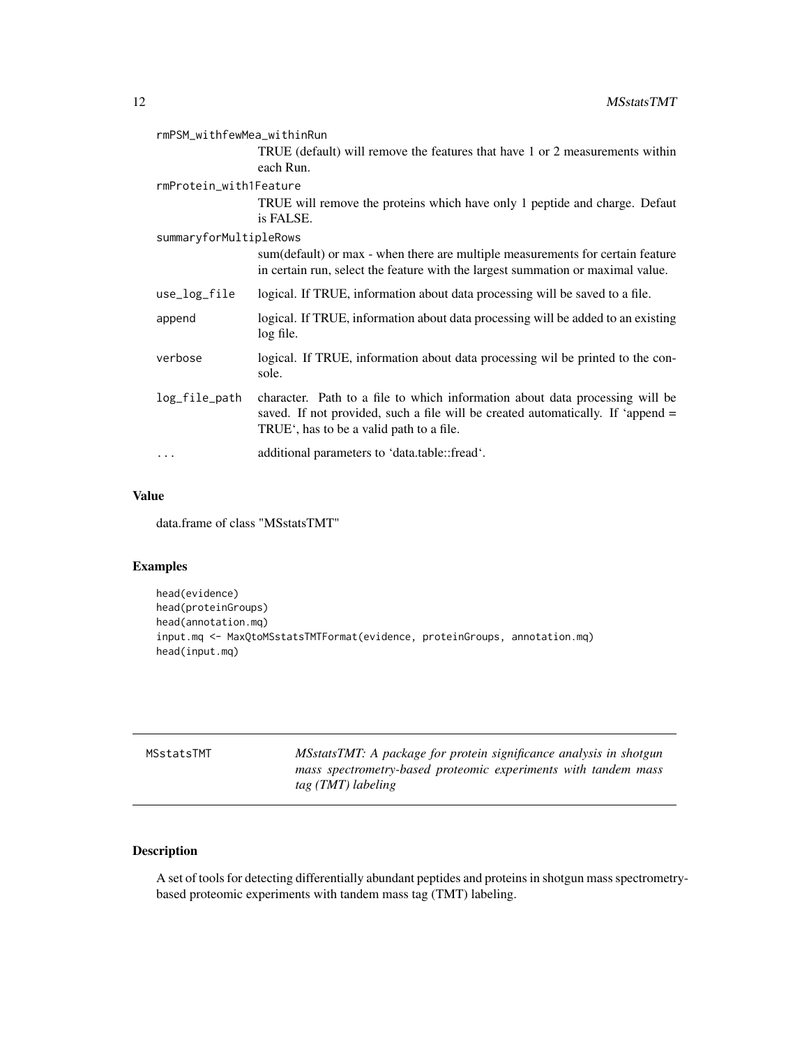rmPSM_withfewMea_withinRun
: TRUE (default) will remove the features that have 1 or 2 measurements within each Run.

rmProtein_with1Feature
: TRUE will remove the proteins which have only 1 peptide and charge. Defaut is FALSE.

summaryforMultipleRows
: sum(default) or max - when there are multiple measurements for certain feature in certain run, select the feature with the largest summation or maximal value.

use_log_file
: logical. If TRUE, information about data processing will be saved to a file.

append
: logical. If TRUE, information about data processing will be added to an existing log file.

verbose
: logical. If TRUE, information about data processing wil be printed to the console.

log_file_path
: character. Path to a file to which information about data processing will be saved. If not provided, such a file will be created automatically. If 'append = TRUE', has to be a valid path to a file.

...
: additional parameters to 'data.table::fread'.

## Value

data.frame of class "MSstatsTMT"

## Examples

```
head(evidence)
head(proteinGroups)
head(annotation.mq)
input.mq <- MaxQtoMSstatsTMTFormat(evidence, proteinGroups, annotation.mq)
head(input.mq)
```

---

# MSstatsTMT — *MSstatsTMT: A package for protein significance analysis in shotgun mass spectrometry-based proteomic experiments with tandem mass tag (TMT) labeling*

## Description

A set of tools for detecting differentially abundant peptides and proteins in shotgun mass spectrometry-based proteomic experiments with tandem mass tag (TMT) labeling.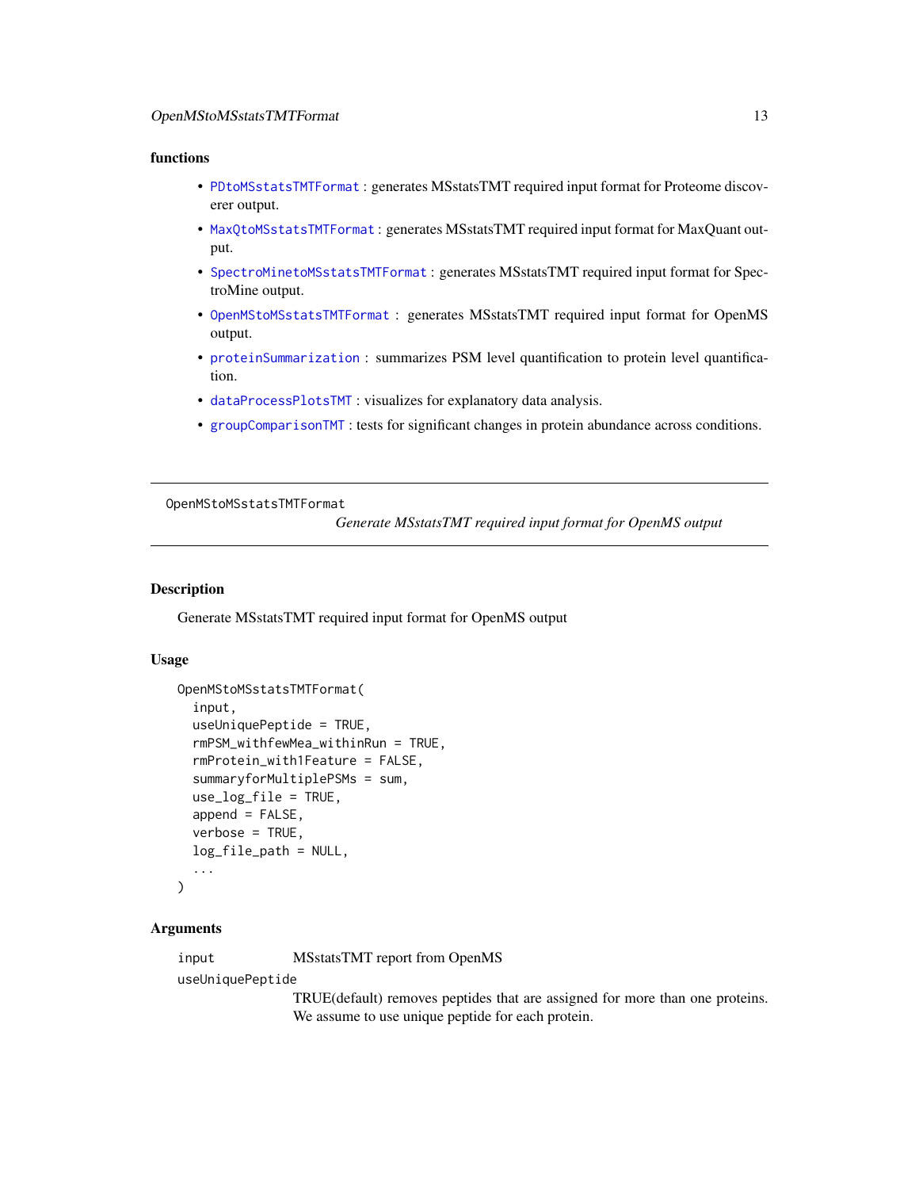### functions

- `PDtoMSstatsTMTFormat` : generates MSstatsTMT required input format for Proteome discoverer output.
- `MaxQtoMSstatsTMTFormat` : generates MSstatsTMT required input format for MaxQuant output.
- `SpectroMinetoMSstatsTMTFormat` : generates MSstatsTMT required input format for SpectroMine output.
- `OpenMStoMSstatsTMTFormat` : generates MSstatsTMT required input format for OpenMS output.
- `proteinSummarization` : summarizes PSM level quantification to protein level quantification.
- `dataProcessPlotsTMT` : visualizes for explanatory data analysis.
- `groupComparisonTMT` : tests for significant changes in protein abundance across conditions.

---

## OpenMStoMSstatsTMTFormat

*Generate MSstatsTMT required input format for OpenMS output*

---

### Description

Generate MSstatsTMT required input format for OpenMS output

### Usage

```
OpenMStoMSstatsTMTFormat(
  input,
  useUniquePeptide = TRUE,
  rmPSM_withfewMea_withinRun = TRUE,
  rmProtein_with1Feature = FALSE,
  summaryforMultiplePSMs = sum,
  use_log_file = TRUE,
  append = FALSE,
  verbose = TRUE,
  log_file_path = NULL,
  ...
)
```

### Arguments

`input` MSstatsTMT report from OpenMS

`useUniquePeptide`
TRUE(default) removes peptides that are assigned for more than one proteins. We assume to use unique peptide for each protein.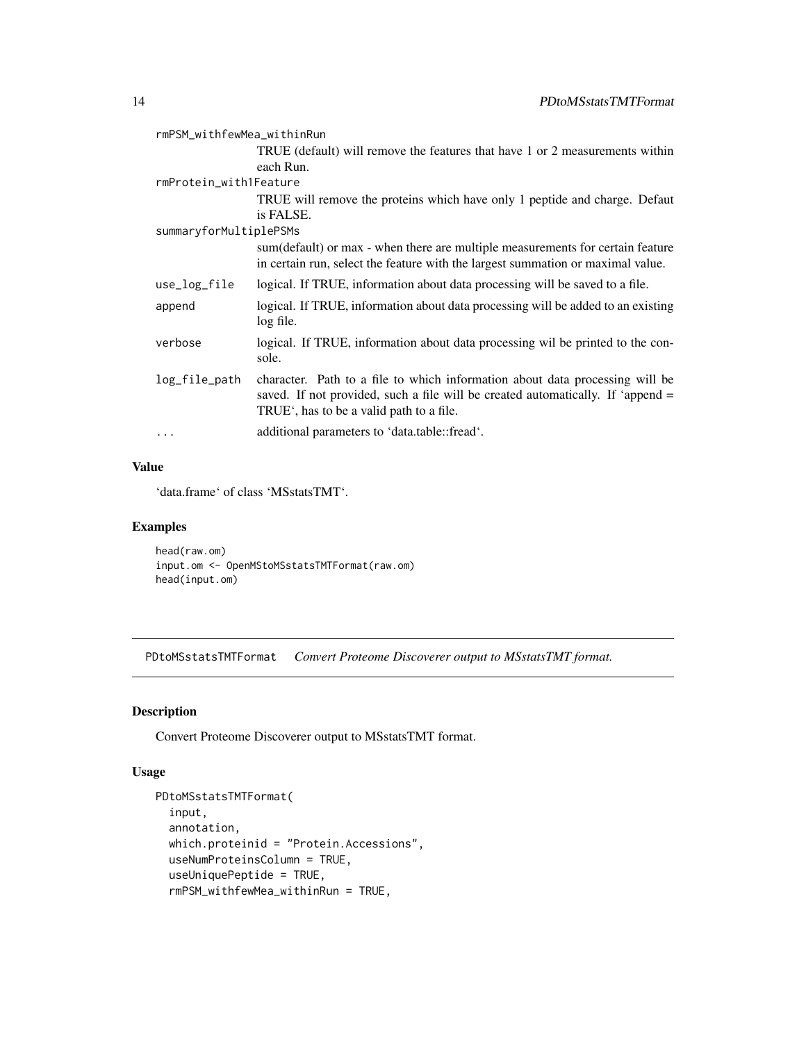| | |
|---|---|
| rmPSM_withfewMea_withinRun | TRUE (default) will remove the features that have 1 or 2 measurements within each Run. |
| rmProtein_with1Feature | TRUE will remove the proteins which have only 1 peptide and charge. Defaut is FALSE. |
| summaryforMultiplePSMs | sum(default) or max - when there are multiple measurements for certain feature in certain run, select the feature with the largest summation or maximal value. |
| use_log_file | logical. If TRUE, information about data processing will be saved to a file. |
| append | logical. If TRUE, information about data processing will be added to an existing log file. |
| verbose | logical. If TRUE, information about data processing wil be printed to the console. |
| log_file_path | character. Path to a file to which information about data processing will be saved. If not provided, such a file will be created automatically. If 'append = TRUE', has to be a valid path to a file. |
| ... | additional parameters to 'data.table::fread'. |

### Value

'data.frame' of class 'MSstatsTMT'.

### Examples

```
head(raw.om)
input.om <- OpenMStoMSstatsTMTFormat(raw.om)
head(input.om)
```

---

## PDtoMSstatsTMTFormat *Convert Proteome Discoverer output to MSstatsTMT format.*

### Description

Convert Proteome Discoverer output to MSstatsTMT format.

### Usage

```
PDtoMSstatsTMTFormat(
  input,
  annotation,
  which.proteinid = "Protein.Accessions",
  useNumProteinsColumn = TRUE,
  useUniquePeptide = TRUE,
  rmPSM_withfewMea_withinRun = TRUE,
```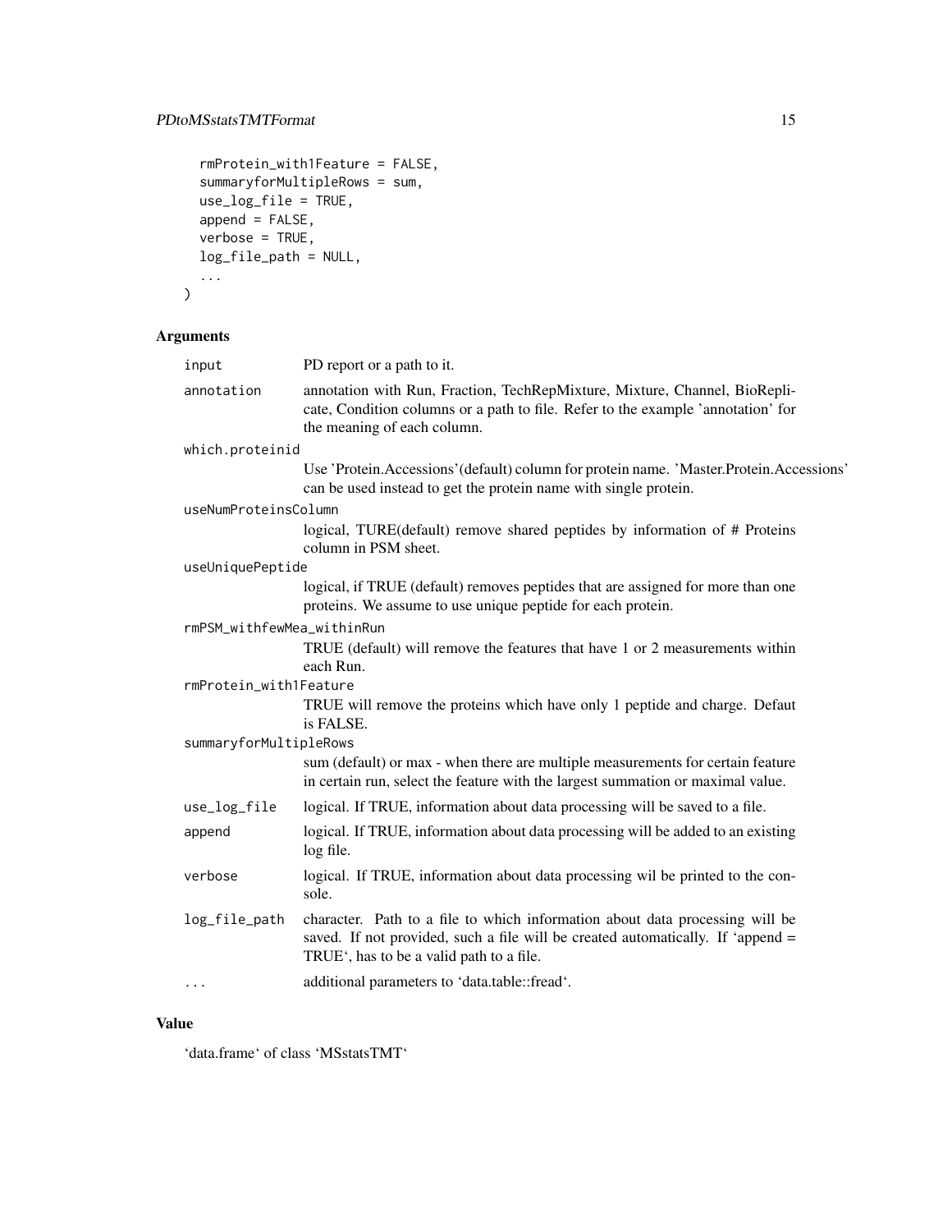```
  rmProtein_with1Feature = FALSE,
  summaryforMultipleRows = sum,
  use_log_file = TRUE,
  append = FALSE,
  verbose = TRUE,
  log_file_path = NULL,
  ...
)
```

## Arguments

| | |
|---|---|
| input | PD report or a path to it. |
| annotation | annotation with Run, Fraction, TechRepMixture, Mixture, Channel, BioReplicate, Condition columns or a path to file. Refer to the example 'annotation' for the meaning of each column. |
| which.proteinid | Use 'Protein.Accessions'(default) column for protein name. 'Master.Protein.Accessions' can be used instead to get the protein name with single protein. |
| useNumProteinsColumn | logical, TURE(default) remove shared peptides by information of # Proteins column in PSM sheet. |
| useUniquePeptide | logical, if TRUE (default) removes peptides that are assigned for more than one proteins. We assume to use unique peptide for each protein. |
| rmPSM_withfewMea_withinRun | TRUE (default) will remove the features that have 1 or 2 measurements within each Run. |
| rmProtein_with1Feature | TRUE will remove the proteins which have only 1 peptide and charge. Defaut is FALSE. |
| summaryforMultipleRows | sum (default) or max - when there are multiple measurements for certain feature in certain run, select the feature with the largest summation or maximal value. |
| use_log_file | logical. If TRUE, information about data processing will be saved to a file. |
| append | logical. If TRUE, information about data processing will be added to an existing log file. |
| verbose | logical. If TRUE, information about data processing wil be printed to the console. |
| log_file_path | character. Path to a file to which information about data processing will be saved. If not provided, such a file will be created automatically. If 'append = TRUE', has to be a valid path to a file. |
| ... | additional parameters to 'data.table::fread'. |

## Value

'data.frame' of class 'MSstatsTMT'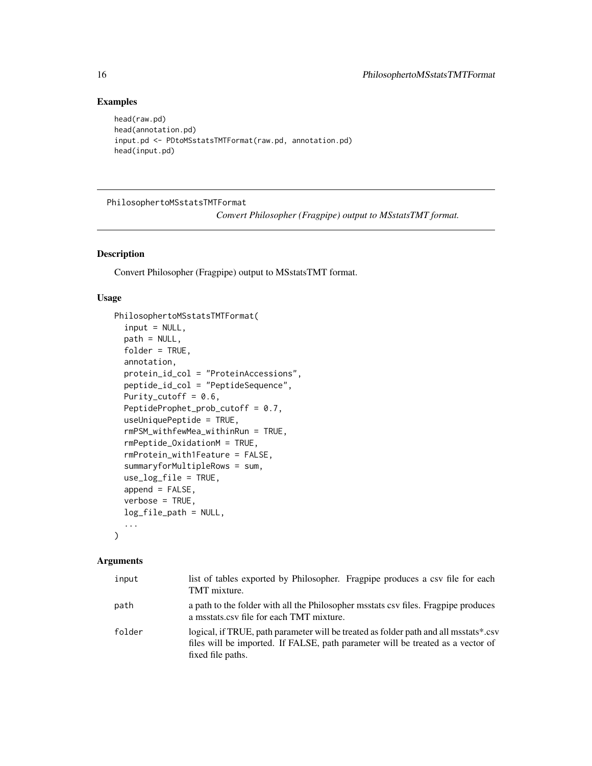## Examples

```
head(raw.pd)
head(annotation.pd)
input.pd <- PDtoMSstatsTMTFormat(raw.pd, annotation.pd)
head(input.pd)
```

---

# PhilosophertoMSstatsTMTFormat

*Convert Philosopher (Fragpipe) output to MSstatsTMT format.*

---

## Description

Convert Philosopher (Fragpipe) output to MSstatsTMT format.

## Usage

```
PhilosophertoMSstatsTMTFormat(
  input = NULL,
  path = NULL,
  folder = TRUE,
  annotation,
  protein_id_col = "ProteinAccessions",
  peptide_id_col = "PeptideSequence",
  Purity_cutoff = 0.6,
  PeptideProphet_prob_cutoff = 0.7,
  useUniquePeptide = TRUE,
  rmPSM_withfewMea_withinRun = TRUE,
  rmPeptide_OxidationM = TRUE,
  rmProtein_with1Feature = FALSE,
  summaryforMultipleRows = sum,
  use_log_file = TRUE,
  append = FALSE,
  verbose = TRUE,
  log_file_path = NULL,
  ...
)
```

## Arguments

| | |
|---|---|
| input | list of tables exported by Philosopher. Fragpipe produces a csv file for each TMT mixture. |
| path | a path to the folder with all the Philosopher msstats csv files. Fragpipe produces a msstats.csv file for each TMT mixture. |
| folder | logical, if TRUE, path parameter will be treated as folder path and all msstats*.csv files will be imported. If FALSE, path parameter will be treated as a vector of fixed file paths. |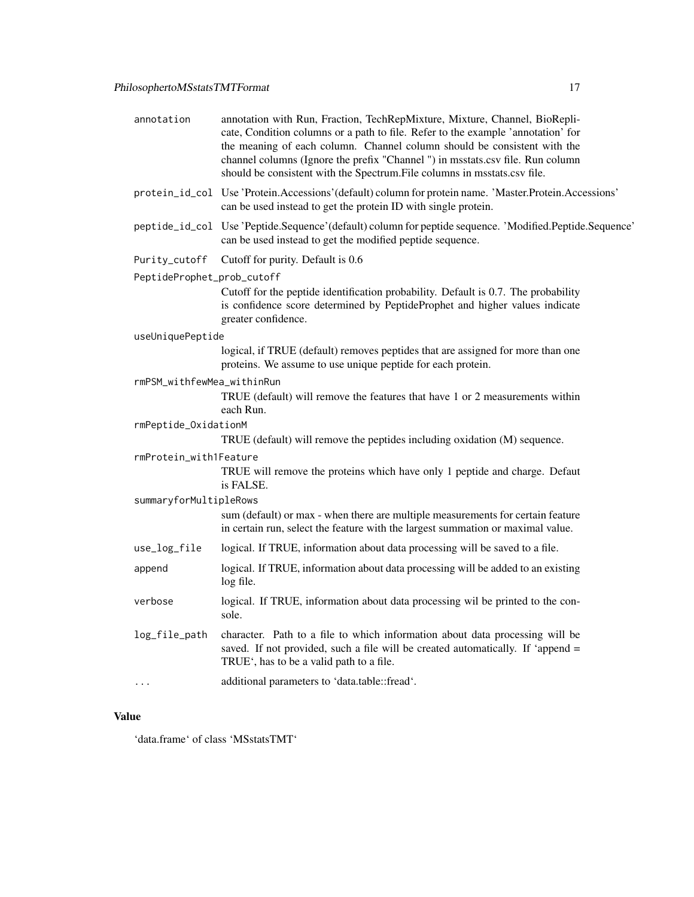annotation
: annotation with Run, Fraction, TechRepMixture, Mixture, Channel, BioReplicate, Condition columns or a path to file. Refer to the example 'annotation' for the meaning of each column. Channel column should be consistent with the channel columns (Ignore the prefix "Channel ") in msstats.csv file. Run column should be consistent with the Spectrum.File columns in msstats.csv file.

protein_id_col
: Use 'Protein.Accessions'(default) column for protein name. 'Master.Protein.Accessions' can be used instead to get the protein ID with single protein.

peptide_id_col
: Use 'Peptide.Sequence'(default) column for peptide sequence. 'Modified.Peptide.Sequence' can be used instead to get the modified peptide sequence.

Purity_cutoff
: Cutoff for purity. Default is 0.6

PeptideProphet_prob_cutoff
: Cutoff for the peptide identification probability. Default is 0.7. The probability is confidence score determined by PeptideProphet and higher values indicate greater confidence.

useUniquePeptide
: logical, if TRUE (default) removes peptides that are assigned for more than one proteins. We assume to use unique peptide for each protein.

rmPSM_withfewMea_withinRun
: TRUE (default) will remove the features that have 1 or 2 measurements within each Run.

rmPeptide_OxidationM
: TRUE (default) will remove the peptides including oxidation (M) sequence.

rmProtein_with1Feature
: TRUE will remove the proteins which have only 1 peptide and charge. Defaut is FALSE.

summaryforMultipleRows
: sum (default) or max - when there are multiple measurements for certain feature in certain run, select the feature with the largest summation or maximal value.

use_log_file
: logical. If TRUE, information about data processing will be saved to a file.

append
: logical. If TRUE, information about data processing will be added to an existing log file.

verbose
: logical. If TRUE, information about data processing wil be printed to the console.

log_file_path
: character. Path to a file to which information about data processing will be saved. If not provided, such a file will be created automatically. If 'append = TRUE', has to be a valid path to a file.

...
: additional parameters to 'data.table::fread'.

## Value

'data.frame' of class 'MSstatsTMT'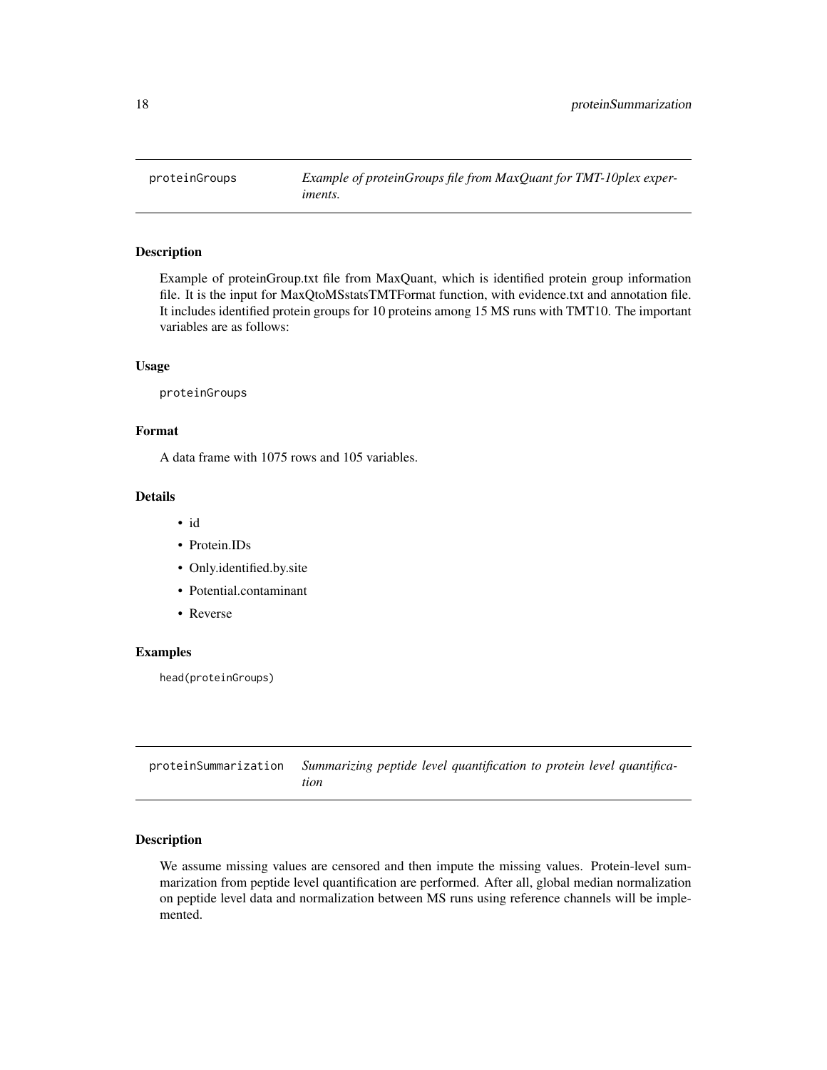## proteinGroups — *Example of proteinGroups file from MaxQuant for TMT-10plex experiments.*

### Description

Example of proteinGroup.txt file from MaxQuant, which is identified protein group information file. It is the input for MaxQtoMSstatsTMTFormat function, with evidence.txt and annotation file. It includes identified protein groups for 10 proteins among 15 MS runs with TMT10. The important variables are as follows:

### Usage

```
proteinGroups
```

### Format

A data frame with 1075 rows and 105 variables.

### Details

- id
- Protein.IDs
- Only.identified.by.site
- Potential.contaminant
- Reverse

### Examples

```
head(proteinGroups)
```

## proteinSummarization — *Summarizing peptide level quantification to protein level quantification*

### Description

We assume missing values are censored and then impute the missing values. Protein-level summarization from peptide level quantification are performed. After all, global median normalization on peptide level data and normalization between MS runs using reference channels will be implemented.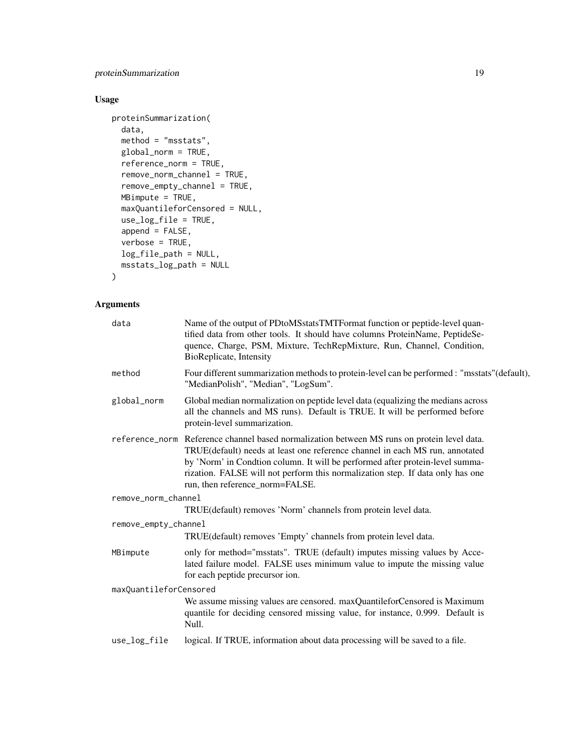## Usage

```
proteinSummarization(
  data,
  method = "msstats",
  global_norm = TRUE,
  reference_norm = TRUE,
  remove_norm_channel = TRUE,
  remove_empty_channel = TRUE,
  MBimpute = TRUE,
  maxQuantileforCensored = NULL,
  use_log_file = TRUE,
  append = FALSE,
  verbose = TRUE,
  log_file_path = NULL,
  msstats_log_path = NULL
)
```

## Arguments

| | |
|---|---|
| `data` | Name of the output of PDtoMSstatsTMTFormat function or peptide-level quantified data from other tools. It should have columns ProteinName, PeptideSequence, Charge, PSM, Mixture, TechRepMixture, Run, Channel, Condition, BioReplicate, Intensity |
| `method` | Four different summarization methods to protein-level can be performed : "msstats"(default), "MedianPolish", "Median", "LogSum". |
| `global_norm` | Global median normalization on peptide level data (equalizing the medians across all the channels and MS runs). Default is TRUE. It will be performed before protein-level summarization. |
| `reference_norm` | Reference channel based normalization between MS runs on protein level data. TRUE(default) needs at least one reference channel in each MS run, annotated by 'Norm' in Condtion column. It will be performed after protein-level summarization. FALSE will not perform this normalization step. If data only has one run, then reference_norm=FALSE. |
| `remove_norm_channel` | TRUE(default) removes 'Norm' channels from protein level data. |
| `remove_empty_channel` | TRUE(default) removes 'Empty' channels from protein level data. |
| `MBimpute` | only for method="msstats". TRUE (default) imputes missing values by Accelated failure model. FALSE uses minimum value to impute the missing value for each peptide precursor ion. |
| `maxQuantileforCensored` | We assume missing values are censored. maxQuantileforCensored is Maximum quantile for deciding censored missing value, for instance, 0.999. Default is Null. |
| `use_log_file` | logical. If TRUE, information about data processing will be saved to a file. |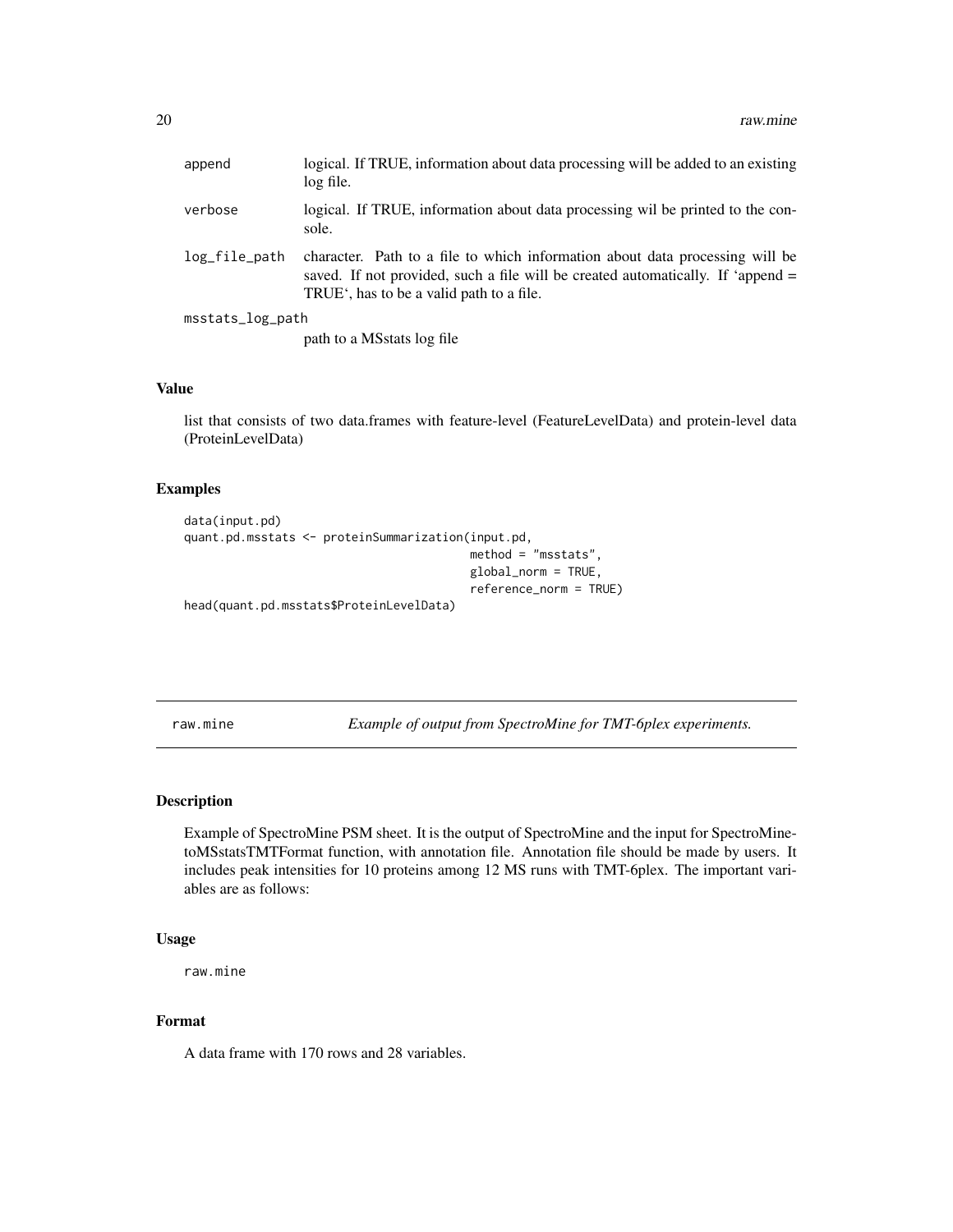| | |
|---|---|
| append | logical. If TRUE, information about data processing will be added to an existing log file. |
| verbose | logical. If TRUE, information about data processing wil be printed to the console. |
| log_file_path | character. Path to a file to which information about data processing will be saved. If not provided, such a file will be created automatically. If 'append = TRUE', has to be a valid path to a file. |
| msstats_log_path | path to a MSstats log file |

### Value

list that consists of two data.frames with feature-level (FeatureLevelData) and protein-level data (ProteinLevelData)

### Examples

```
data(input.pd)
quant.pd.msstats <- proteinSummarization(input.pd,
                                         method = "msstats",
                                         global_norm = TRUE,
                                         reference_norm = TRUE)
head(quant.pd.msstats$ProteinLevelData)
```

---

## raw.mine    *Example of output from SpectroMine for TMT-6plex experiments.*

---

### Description

Example of SpectroMine PSM sheet. It is the output of SpectroMine and the input for SpectroMinetoMSstatsTMTFormat function, with annotation file. Annotation file should be made by users. It includes peak intensities for 10 proteins among 12 MS runs with TMT-6plex. The important variables are as follows:

### Usage

```
raw.mine
```

### Format

A data frame with 170 rows and 28 variables.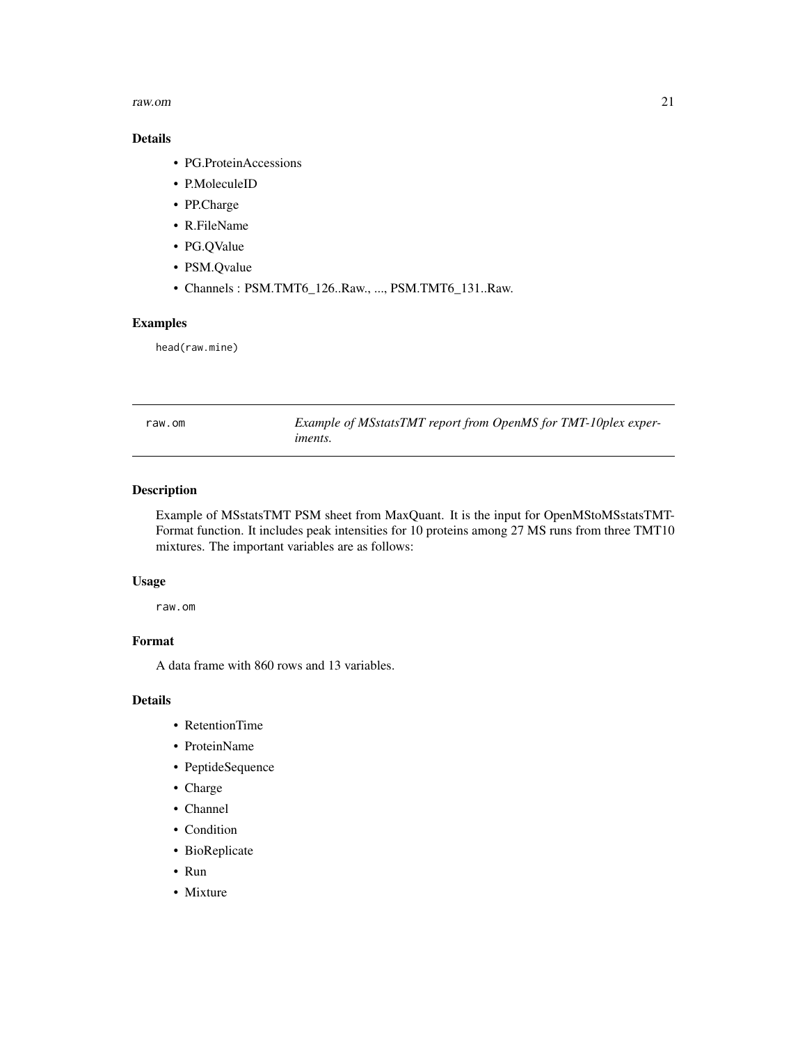### Details

- PG.ProteinAccessions
- P.MoleculeID
- PP.Charge
- R.FileName
- PG.QValue
- PSM.Qvalue
- Channels : PSM.TMT6_126..Raw., ..., PSM.TMT6_131..Raw.

### Examples

```
head(raw.mine)
```

---

## raw.om — *Example of MSstatsTMT report from OpenMS for TMT-10plex experiments.*

### Description

Example of MSstatsTMT PSM sheet from MaxQuant. It is the input for OpenMStoMSstatsTMTFormat function. It includes peak intensities for 10 proteins among 27 MS runs from three TMT10 mixtures. The important variables are as follows:

### Usage

```
raw.om
```

### Format

A data frame with 860 rows and 13 variables.

### Details

- RetentionTime
- ProteinName
- PeptideSequence
- Charge
- Channel
- Condition
- BioReplicate
- Run
- Mixture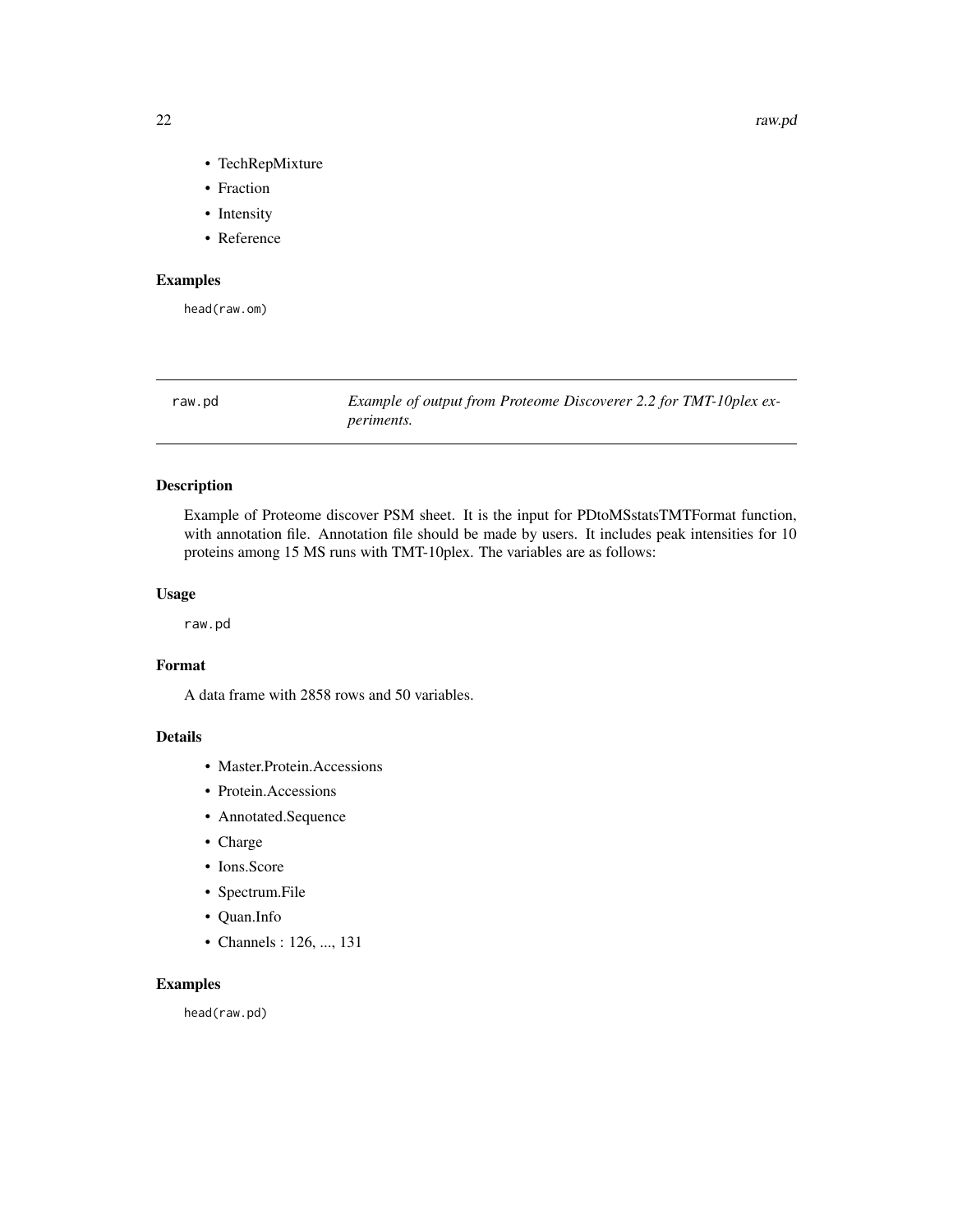- TechRepMixture
- Fraction
- Intensity
- Reference

## Examples

```
head(raw.om)
```

---

# raw.pd — *Example of output from Proteome Discoverer 2.2 for TMT-10plex experiments.*

---

## Description

Example of Proteome discover PSM sheet. It is the input for PDtoMSstatsTMTFormat function, with annotation file. Annotation file should be made by users. It includes peak intensities for 10 proteins among 15 MS runs with TMT-10plex. The variables are as follows:

## Usage

```
raw.pd
```

## Format

A data frame with 2858 rows and 50 variables.

## Details

- Master.Protein.Accessions
- Protein.Accessions
- Annotated.Sequence
- Charge
- Ions.Score
- Spectrum.File
- Quan.Info
- Channels : 126, ..., 131

## Examples

```
head(raw.pd)
```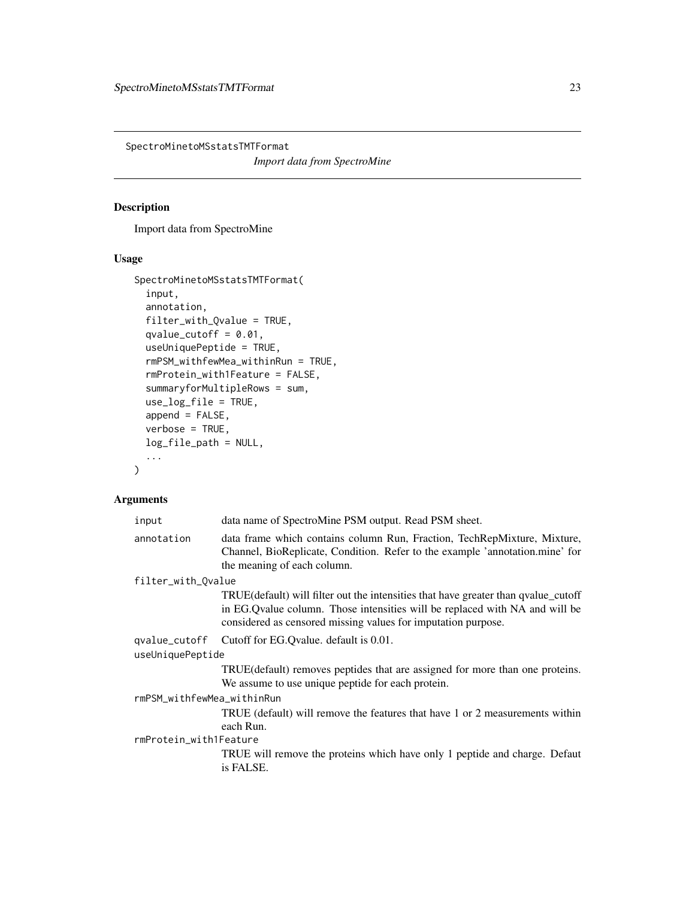SpectroMinetoMSstatsTMTFormat

*Import data from SpectroMine*

## Description

Import data from SpectroMine

## Usage

```
SpectroMinetoMSstatsTMTFormat(
  input,
  annotation,
  filter_with_Qvalue = TRUE,
  qvalue_cutoff = 0.01,
  useUniquePeptide = TRUE,
  rmPSM_withfewMea_withinRun = TRUE,
  rmProtein_with1Feature = FALSE,
  summaryforMultipleRows = sum,
  use_log_file = TRUE,
  append = FALSE,
  verbose = TRUE,
  log_file_path = NULL,
  ...
)
```

## Arguments

`input` data name of SpectroMine PSM output. Read PSM sheet.

`annotation` data frame which contains column Run, Fraction, TechRepMixture, Mixture, Channel, BioReplicate, Condition. Refer to the example 'annotation.mine' for the meaning of each column.

`filter_with_Qvalue` TRUE(default) will filter out the intensities that have greater than qvalue_cutoff in EG.Qvalue column. Those intensities will be replaced with NA and will be considered as censored missing values for imputation purpose.

`qvalue_cutoff` Cutoff for EG.Qvalue. default is 0.01.

`useUniquePeptide` TRUE(default) removes peptides that are assigned for more than one proteins. We assume to use unique peptide for each protein.

`rmPSM_withfewMea_withinRun` TRUE (default) will remove the features that have 1 or 2 measurements within each Run.

`rmProtein_with1Feature` TRUE will remove the proteins which have only 1 peptide and charge. Defaut is FALSE.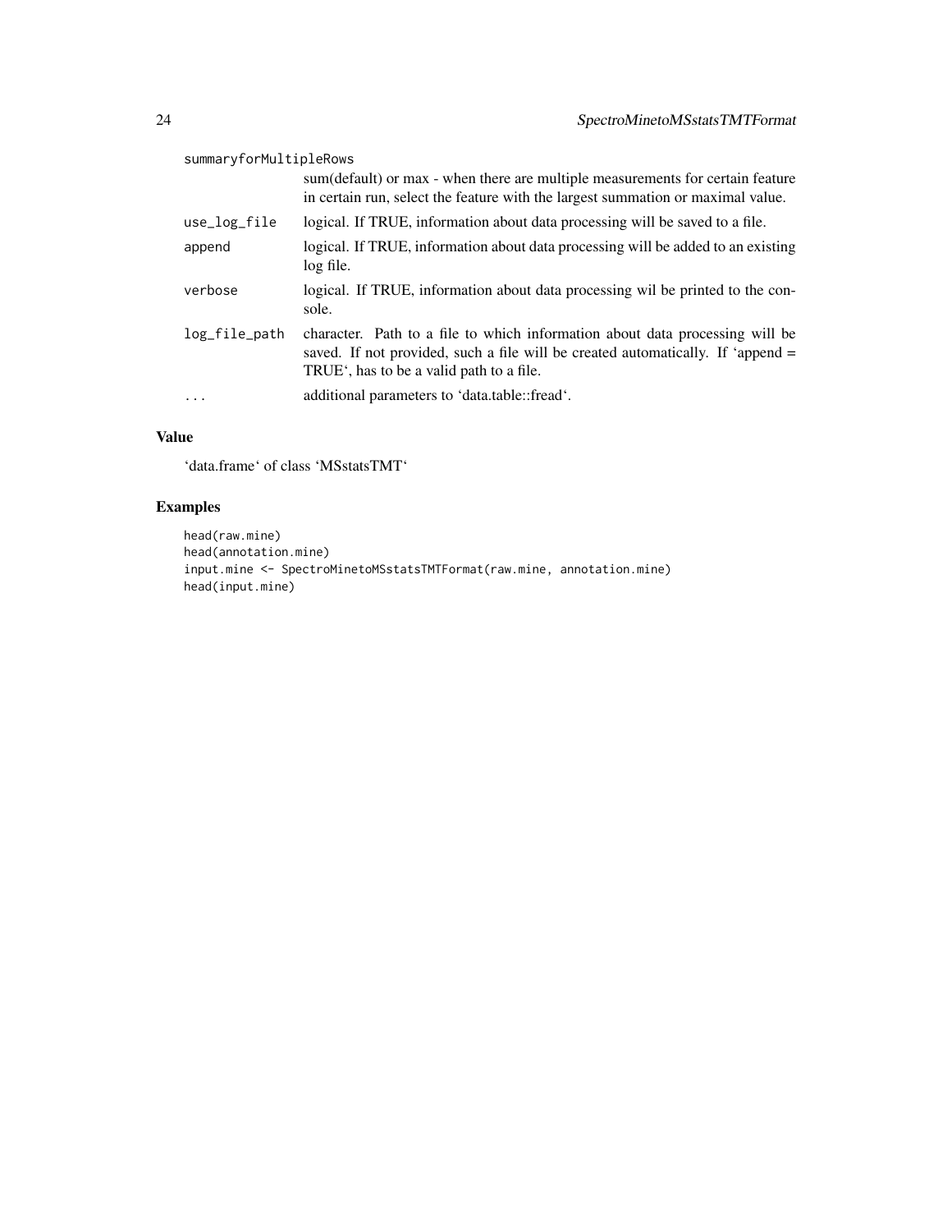summaryforMultipleRows
: sum(default) or max - when there are multiple measurements for certain feature in certain run, select the feature with the largest summation or maximal value.

use_log_file
: logical. If TRUE, information about data processing will be saved to a file.

append
: logical. If TRUE, information about data processing will be added to an existing log file.

verbose
: logical. If TRUE, information about data processing wil be printed to the console.

log_file_path
: character. Path to a file to which information about data processing will be saved. If not provided, such a file will be created automatically. If 'append = TRUE', has to be a valid path to a file.

...
: additional parameters to 'data.table::fread'.

## Value

'data.frame' of class 'MSstatsTMT'

## Examples

```
head(raw.mine)
head(annotation.mine)
input.mine <- SpectroMinetoMSstatsTMTFormat(raw.mine, annotation.mine)
head(input.mine)
```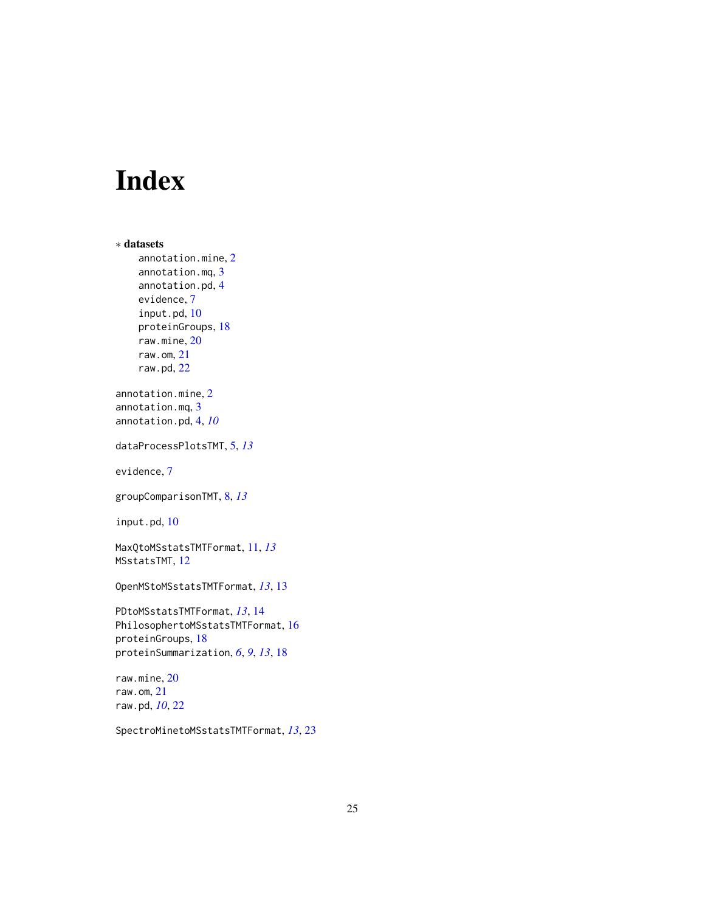# Index

∗ **datasets**

    annotation.mine, 2
    annotation.mq, 3
    annotation.pd, 4
    evidence, 7
    input.pd, 10
    proteinGroups, 18
    raw.mine, 20
    raw.om, 21
    raw.pd, 22

annotation.mine, 2
annotation.mq, 3
annotation.pd, 4, *10*

dataProcessPlotsTMT, 5, *13*

evidence, 7

groupComparisonTMT, 8, *13*

input.pd, 10

MaxQtoMSstatsTMTFormat, 11, *13*
MSstatsTMT, 12

OpenMStoMSstatsTMTFormat, *13*, 13

PDtoMSstatsTMTFormat, *13*, 14
PhilosophertoMSstatsTMTFormat, 16
proteinGroups, 18
proteinSummarization, *6*, *9*, *13*, 18

raw.mine, 20
raw.om, 21
raw.pd, *10*, 22

SpectroMinetoMSstatsTMTFormat, *13*, 23